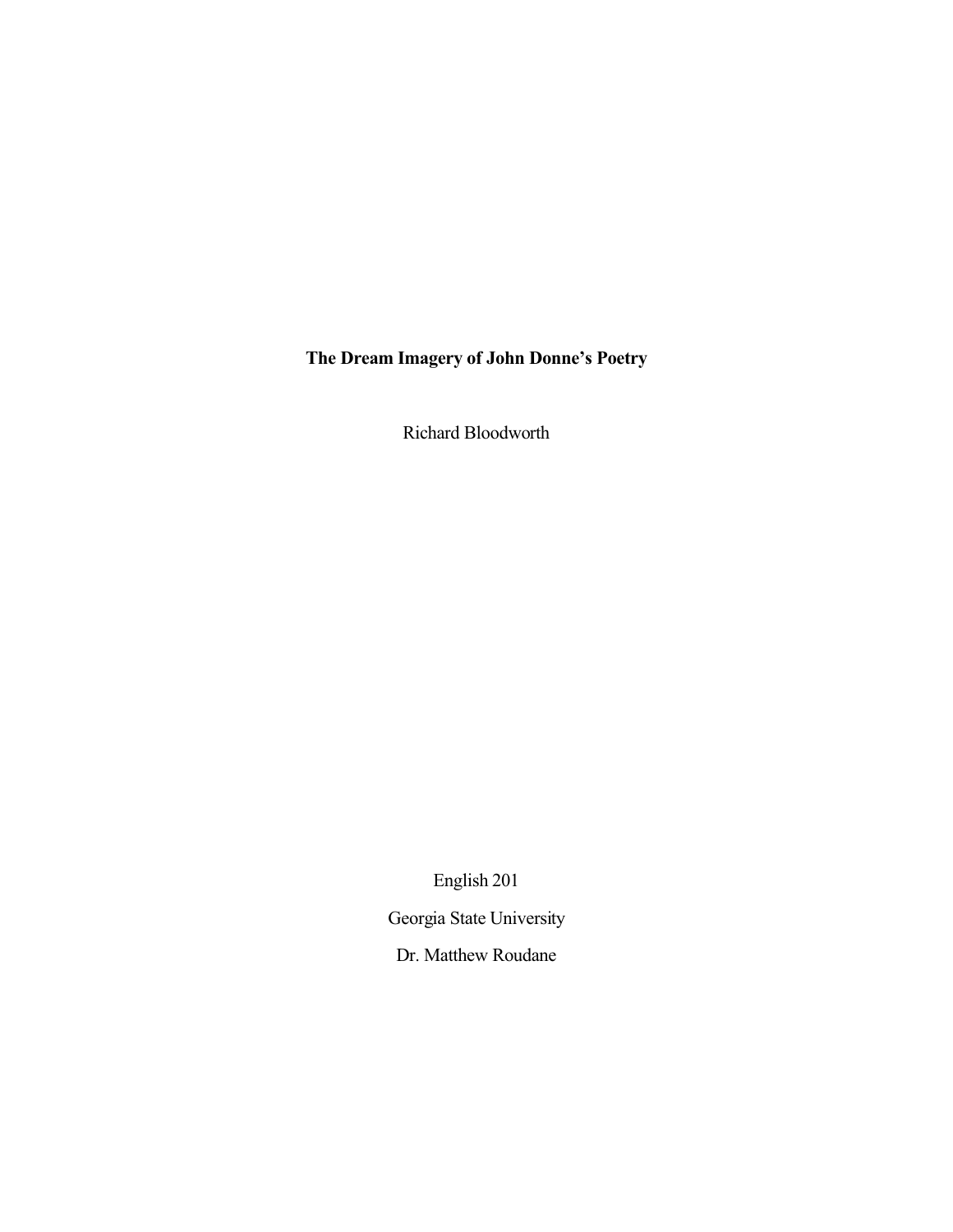# The Dream Imagery of John Donne's Poetry

Richard Bloodworth

English 201

Georgia State University

Dr. Matthew Roudane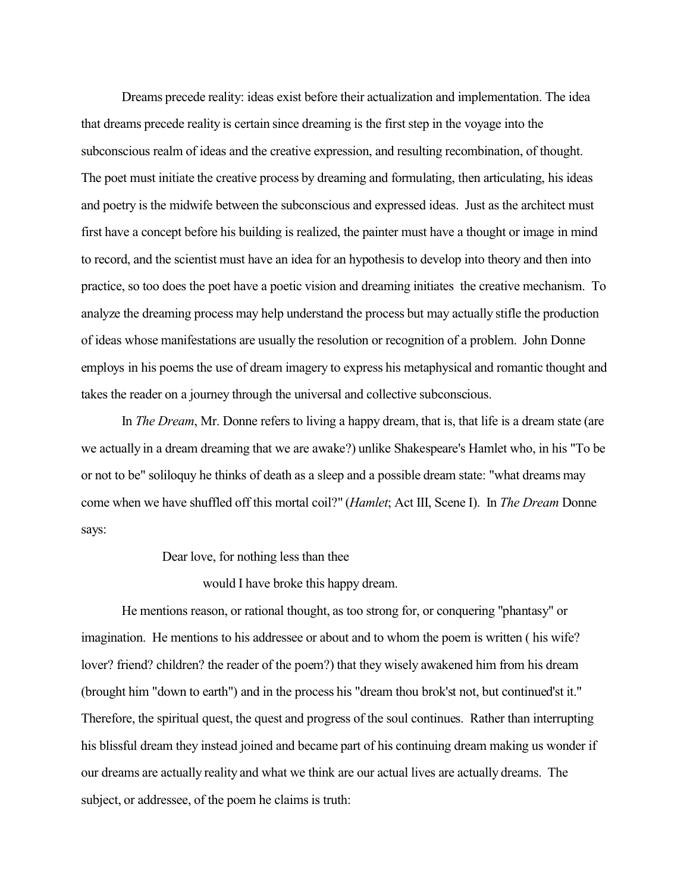Dreams precede reality: ideas exist before their actualization and implementation. The idea that dreams precede reality is certain since dreaming is the first step in the voyage into the subconscious realm of ideas and the creative expression, and resulting recombination, of thought. The poet must initiate the creative process by dreaming and formulating, then articulating, his ideas and poetry is the midwife between the subconscious and expressed ideas. Just as the architect must first have a concept before his building is realized, the painter must have a thought or image in mind to record, and the scientist must have an idea for an hypothesis to develop into theory and then into practice, so too does the poet have a poetic vision and dreaming initiates the creative mechanism. To analyze the dreaming process may help understand the process but may actually stifle the production of ideas whose manifestations are usually the resolution or recognition of a problem. John Donne employs in his poems the use of dream imagery to express his metaphysical and romantic thought and takes the reader on a journey through the universal and collective subconscious.

In *The Dream*, Mr. Donne refers to living a happy dream, that is, that life is a dream state (are we actually in a dream dreaming that we are awake?) unlike Shakespeare's Hamlet who, in his "To be or not to be" soliloquy he thinks of death as a sleep and a possible dream state: "what dreams may come when we have shuffled off this mortal coil?" (*Hamlet*; Act III, Scene I). In *The Dream* Donne says:

> Dear love, for nothing less than thee
>
> would I have broke this happy dream.

He mentions reason, or rational thought, as too strong for, or conquering "phantasy" or imagination. He mentions to his addressee or about and to whom the poem is written ( his wife? lover? friend? children? the reader of the poem?) that they wisely awakened him from his dream (brought him "down to earth") and in the process his "dream thou brok'st not, but continued'st it." Therefore, the spiritual quest, the quest and progress of the soul continues. Rather than interrupting his blissful dream they instead joined and became part of his continuing dream making us wonder if our dreams are actually reality and what we think are our actual lives are actually dreams. The subject, or addressee, of the poem he claims is truth: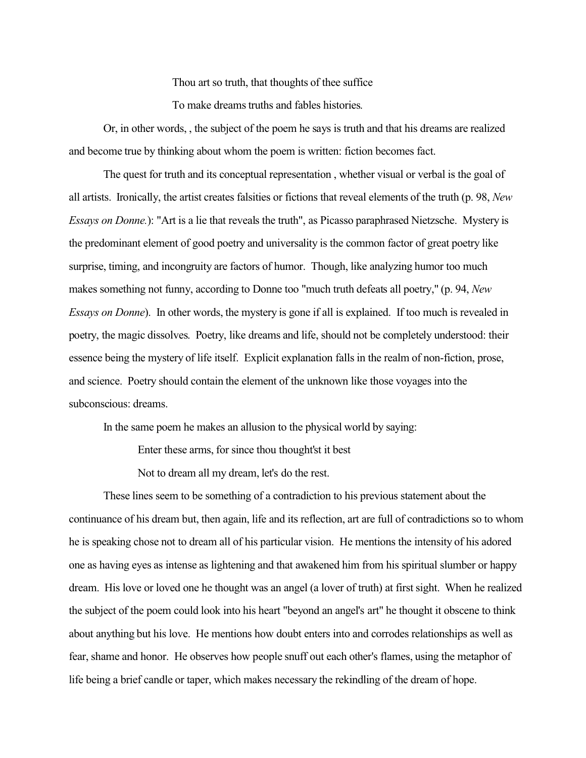Thou art so truth, that thoughts of thee suffice

To make dreams truths and fables histories.

Or, in other words, , the subject of the poem he says is truth and that his dreams are realized and become true by thinking about whom the poem is written: fiction becomes fact.

The quest for truth and its conceptual representation , whether visual or verbal is the goal of all artists. Ironically, the artist creates falsities or fictions that reveal elements of the truth (p. 98, *New Essays on Donne.*): "Art is a lie that reveals the truth", as Picasso paraphrased Nietzsche. Mystery is the predominant element of good poetry and universality is the common factor of great poetry like surprise, timing, and incongruity are factors of humor. Though, like analyzing humor too much makes something not funny, according to Donne too "much truth defeats all poetry," (p. 94, *New Essays on Donne*). In other words, the mystery is gone if all is explained. If too much is revealed in poetry, the magic dissolves. Poetry, like dreams and life, should not be completely understood: their essence being the mystery of life itself. Explicit explanation falls in the realm of non-fiction, prose, and science. Poetry should contain the element of the unknown like those voyages into the subconscious: dreams.

In the same poem he makes an allusion to the physical world by saying:

Enter these arms, for since thou thought'st it best

Not to dream all my dream, let's do the rest.

These lines seem to be something of a contradiction to his previous statement about the continuance of his dream but, then again, life and its reflection, art are full of contradictions so to whom he is speaking chose not to dream all of his particular vision. He mentions the intensity of his adored one as having eyes as intense as lightening and that awakened him from his spiritual slumber or happy dream. His love or loved one he thought was an angel (a lover of truth) at first sight. When he realized the subject of the poem could look into his heart "beyond an angel's art" he thought it obscene to think about anything but his love. He mentions how doubt enters into and corrodes relationships as well as fear, shame and honor. He observes how people snuff out each other's flames, using the metaphor of life being a brief candle or taper, which makes necessary the rekindling of the dream of hope.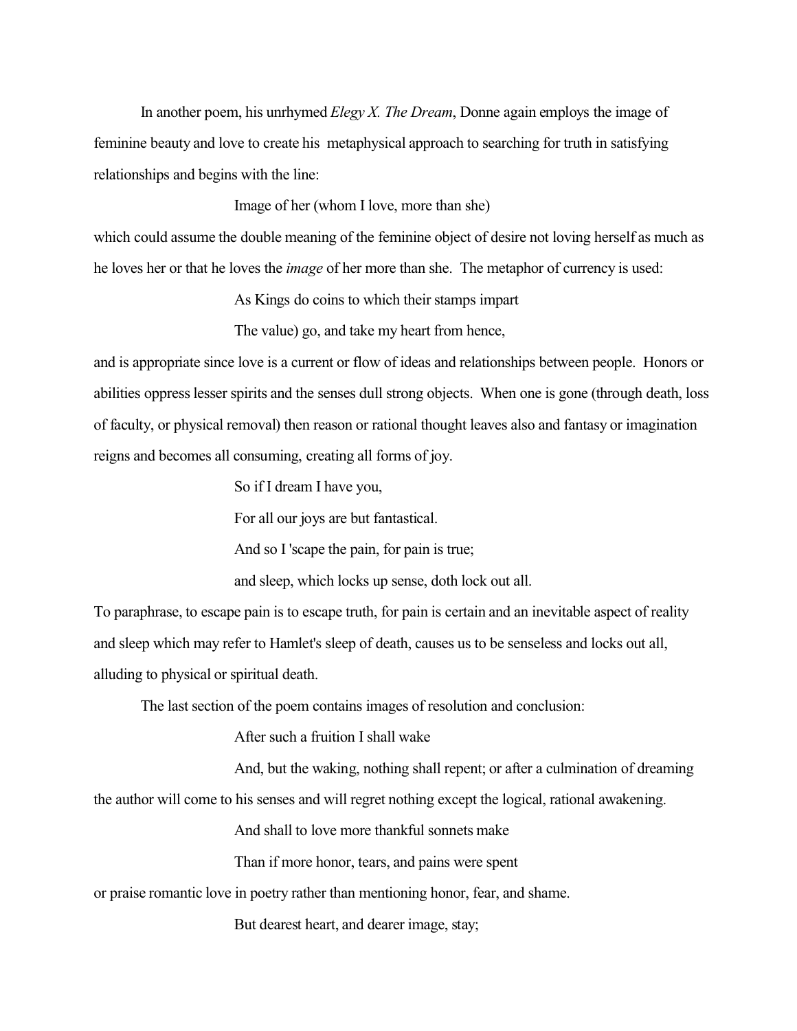In another poem, his unrhymed *Elegy X. The Dream*, Donne again employs the image of feminine beauty and love to create his metaphysical approach to searching for truth in satisfying relationships and begins with the line:

> Image of her (whom I love, more than she)

which could assume the double meaning of the feminine object of desire not loving herself as much as he loves her or that he loves the *image* of her more than she. The metaphor of currency is used:

> As Kings do coins to which their stamps impart
>
> The value) go, and take my heart from hence,

and is appropriate since love is a current or flow of ideas and relationships between people. Honors or abilities oppress lesser spirits and the senses dull strong objects. When one is gone (through death, loss of faculty, or physical removal) then reason or rational thought leaves also and fantasy or imagination reigns and becomes all consuming, creating all forms of joy.

> So if I dream I have you,
>
> For all our joys are but fantastical.
>
> And so I 'scape the pain, for pain is true;
>
> and sleep, which locks up sense, doth lock out all.

To paraphrase, to escape pain is to escape truth, for pain is certain and an inevitable aspect of reality and sleep which may refer to Hamlet's sleep of death, causes us to be senseless and locks out all, alluding to physical or spiritual death.

The last section of the poem contains images of resolution and conclusion:

> After such a fruition I shall wake
>
> And, but the waking, nothing shall repent; or after a culmination of dreaming

the author will come to his senses and will regret nothing except the logical, rational awakening.

> And shall to love more thankful sonnets make
>
> Than if more honor, tears, and pains were spent

or praise romantic love in poetry rather than mentioning honor, fear, and shame.

> But dearest heart, and dearer image, stay;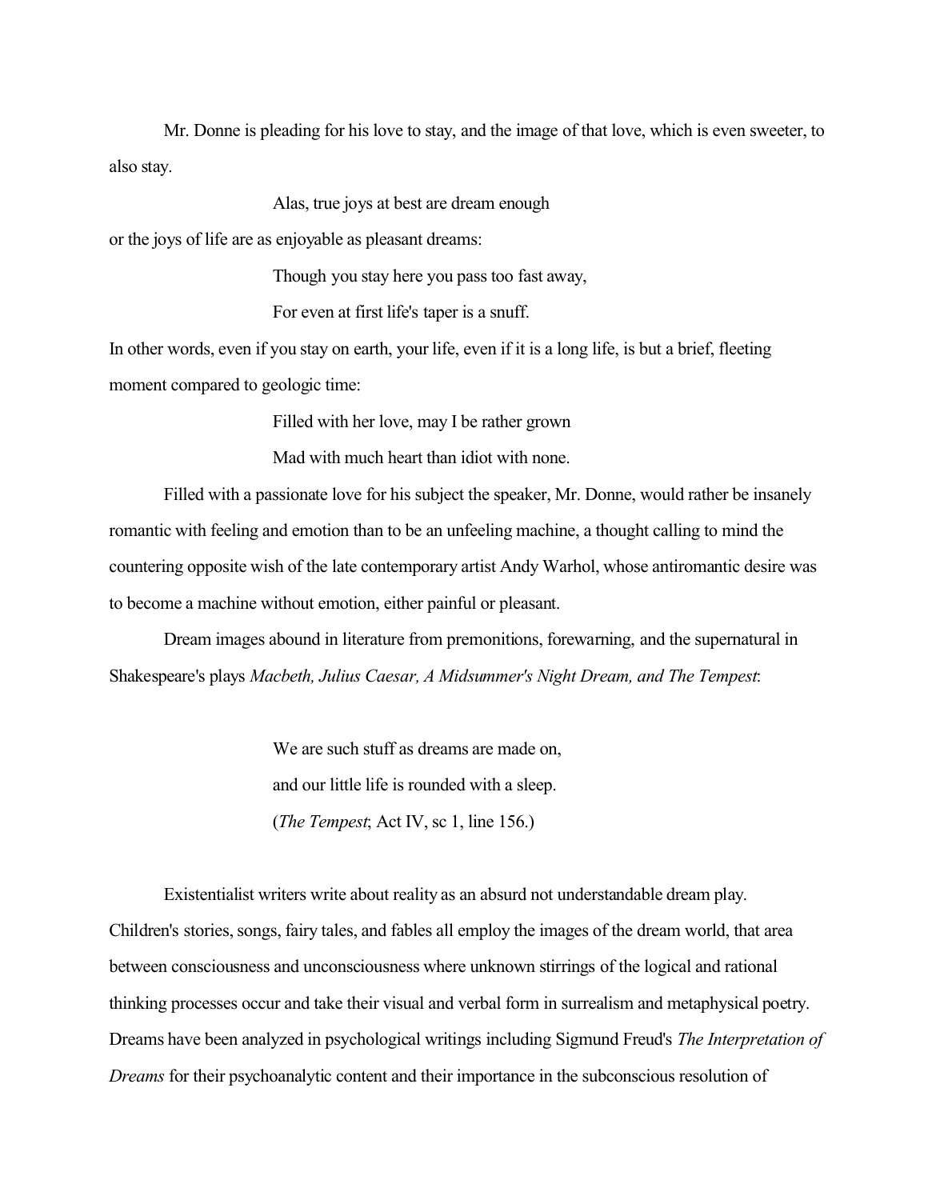Mr. Donne is pleading for his love to stay, and the image of that love, which is even sweeter, to also stay.

> Alas, true joys at best are dream enough

or the joys of life are as enjoyable as pleasant dreams:

> Though you stay here you pass too fast away,
> For even at first life's taper is a snuff.

In other words, even if you stay on earth, your life, even if it is a long life, is but a brief, fleeting moment compared to geologic time:

> Filled with her love, may I be rather grown
> Mad with much heart than idiot with none.

Filled with a passionate love for his subject the speaker, Mr. Donne, would rather be insanely romantic with feeling and emotion than to be an unfeeling machine, a thought calling to mind the countering opposite wish of the late contemporary artist Andy Warhol, whose antiromantic desire was to become a machine without emotion, either painful or pleasant.

Dream images abound in literature from premonitions, forewarning, and the supernatural in Shakespeare's plays *Macbeth, Julius Caesar, A Midsummer's Night Dream, and The Tempest*:

> We are such stuff as dreams are made on,
> and our little life is rounded with a sleep.
> (*The Tempest*; Act IV, sc 1, line 156.)

Existentialist writers write about reality as an absurd not understandable dream play. Children's stories, songs, fairy tales, and fables all employ the images of the dream world, that area between consciousness and unconsciousness where unknown stirrings of the logical and rational thinking processes occur and take their visual and verbal form in surrealism and metaphysical poetry. Dreams have been analyzed in psychological writings including Sigmund Freud's *The Interpretation of Dreams* for their psychoanalytic content and their importance in the subconscious resolution of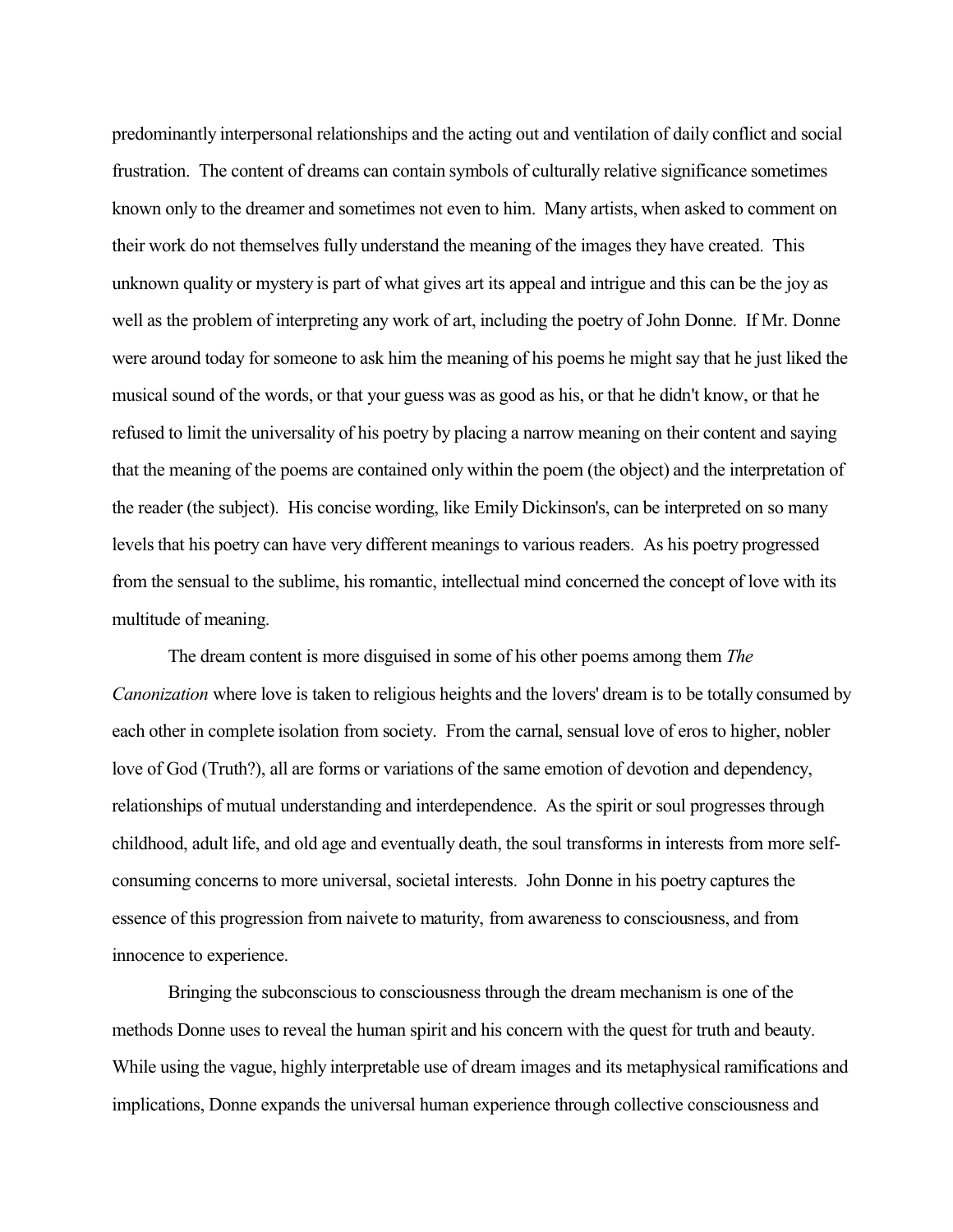predominantly interpersonal relationships and the acting out and ventilation of daily conflict and social frustration. The content of dreams can contain symbols of culturally relative significance sometimes known only to the dreamer and sometimes not even to him. Many artists, when asked to comment on their work do not themselves fully understand the meaning of the images they have created. This unknown quality or mystery is part of what gives art its appeal and intrigue and this can be the joy as well as the problem of interpreting any work of art, including the poetry of John Donne. If Mr. Donne were around today for someone to ask him the meaning of his poems he might say that he just liked the musical sound of the words, or that your guess was as good as his, or that he didn't know, or that he refused to limit the universality of his poetry by placing a narrow meaning on their content and saying that the meaning of the poems are contained only within the poem (the object) and the interpretation of the reader (the subject). His concise wording, like Emily Dickinson's, can be interpreted on so many levels that his poetry can have very different meanings to various readers. As his poetry progressed from the sensual to the sublime, his romantic, intellectual mind concerned the concept of love with its multitude of meaning.

The dream content is more disguised in some of his other poems among them *The Canonization* where love is taken to religious heights and the lovers' dream is to be totally consumed by each other in complete isolation from society. From the carnal, sensual love of eros to higher, nobler love of God (Truth?), all are forms or variations of the same emotion of devotion and dependency, relationships of mutual understanding and interdependence. As the spirit or soul progresses through childhood, adult life, and old age and eventually death, the soul transforms in interests from more self-consuming concerns to more universal, societal interests. John Donne in his poetry captures the essence of this progression from naivete to maturity, from awareness to consciousness, and from innocence to experience.

Bringing the subconscious to consciousness through the dream mechanism is one of the methods Donne uses to reveal the human spirit and his concern with the quest for truth and beauty. While using the vague, highly interpretable use of dream images and its metaphysical ramifications and implications, Donne expands the universal human experience through collective consciousness and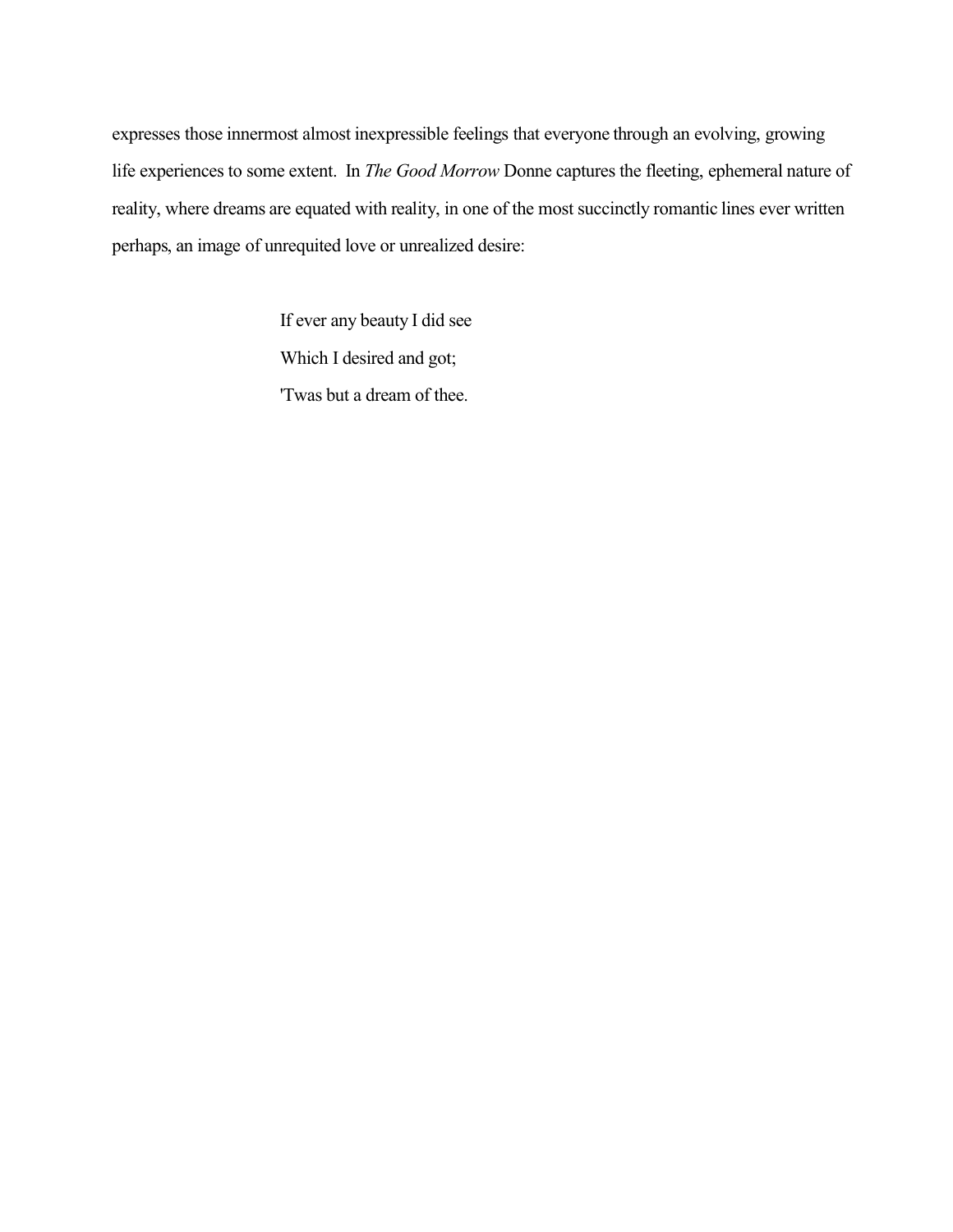expresses those innermost almost inexpressible feelings that everyone through an evolving, growing life experiences to some extent. In *The Good Morrow* Donne captures the fleeting, ephemeral nature of reality, where dreams are equated with reality, in one of the most succinctly romantic lines ever written perhaps, an image of unrequited love or unrealized desire:

> If ever any beauty I did see
> Which I desired and got;
> 'Twas but a dream of thee.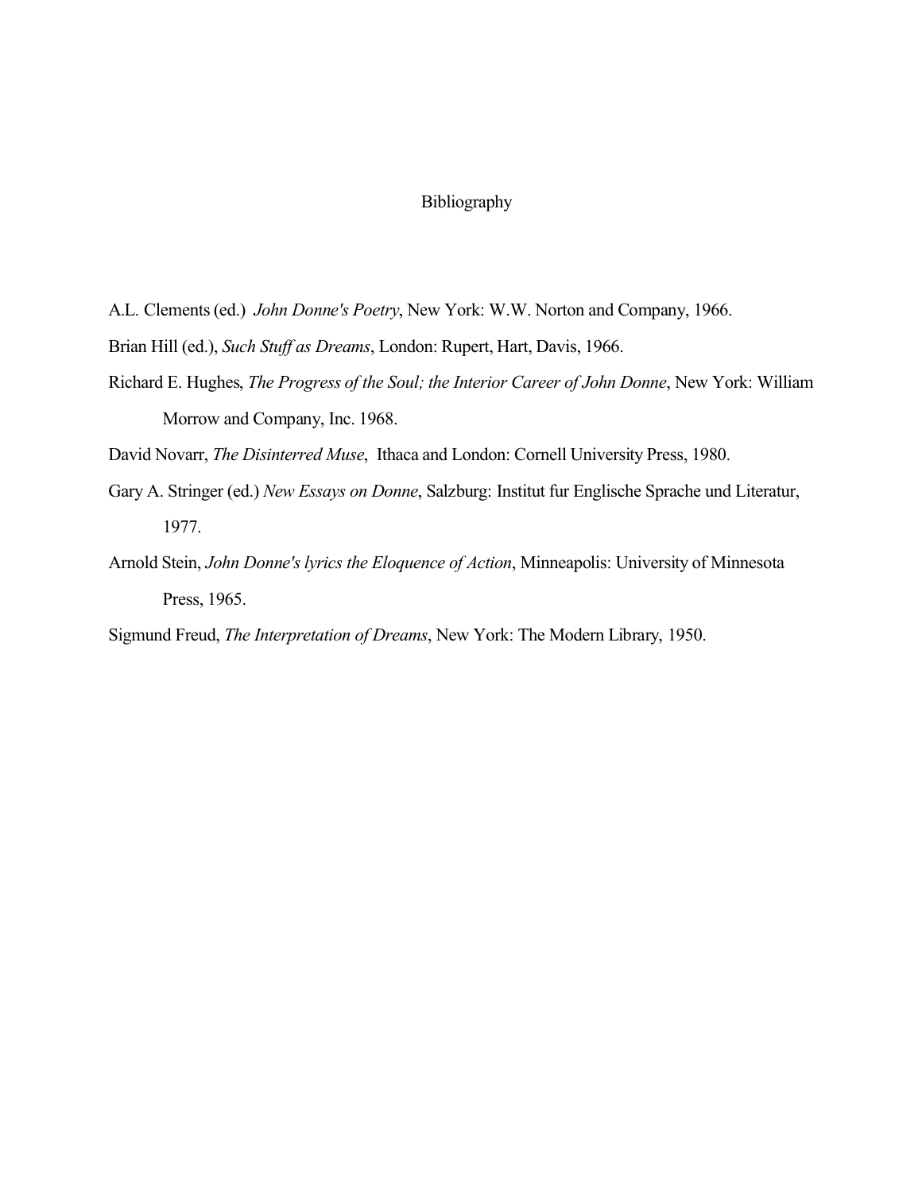# Bibliography

A.L. Clements (ed.) *John Donne's Poetry*, New York: W.W. Norton and Company, 1966.

Brian Hill (ed.), *Such Stuff as Dreams*, London: Rupert, Hart, Davis, 1966.

Richard E. Hughes, *The Progress of the Soul; the Interior Career of John Donne*, New York: William Morrow and Company, Inc. 1968.

David Novarr, *The Disinterred Muse*, Ithaca and London: Cornell University Press, 1980.

Gary A. Stringer (ed.) *New Essays on Donne*, Salzburg: Institut fur Englische Sprache und Literatur, 1977.

Arnold Stein, *John Donne's lyrics the Eloquence of Action*, Minneapolis: University of Minnesota Press, 1965.

Sigmund Freud, *The Interpretation of Dreams*, New York: The Modern Library, 1950.